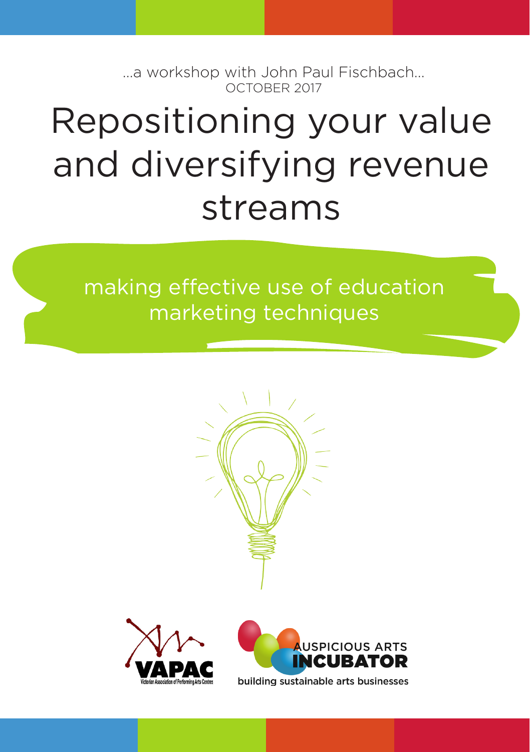...a workshop with John Paul Fischbach...
OCTOBER 2017

# Repositioning your value and diversifying revenue streams

## making effective use of education marketing techniques

VAPAC
Victorian Association of Performing Arts Centres

AUSPICIOUS ARTS INCUBATOR
building sustainable arts businesses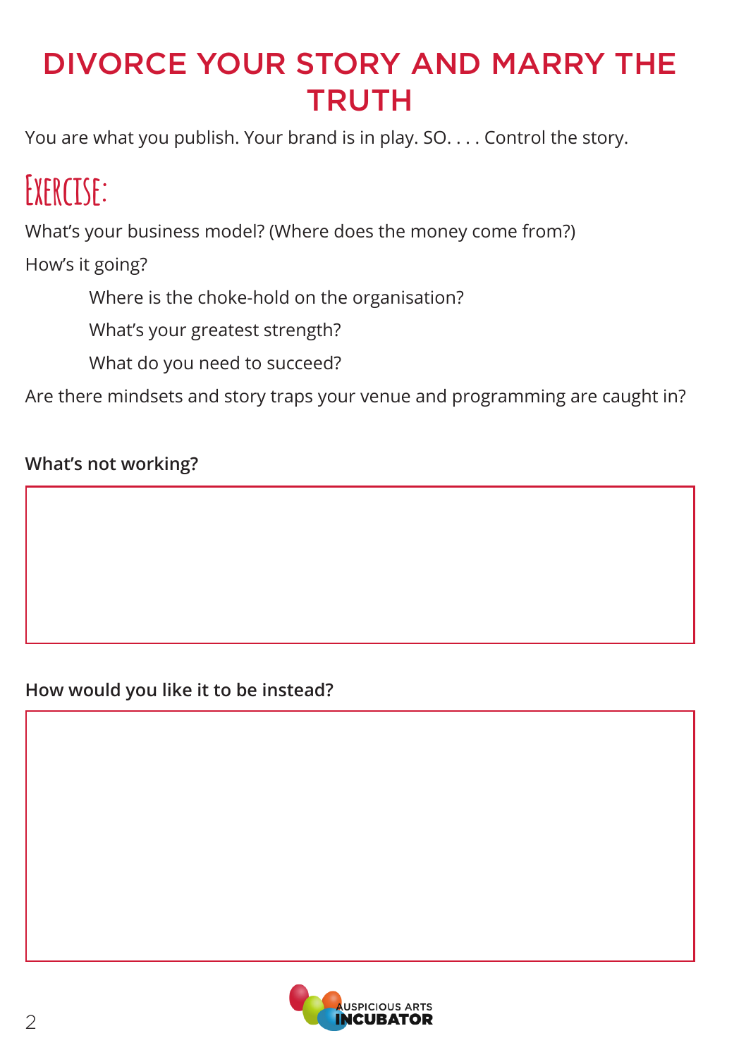# DIVORCE YOUR STORY AND MARRY THE TRUTH

You are what you publish. Your brand is in play. SO. . . . Control the story.

## Exercise:

What's your business model? (Where does the money come from?)

How's it going?

- Where is the choke-hold on the organisation?
- What's your greatest strength?
- What do you need to succeed?

Are there mindsets and story traps your venue and programming are caught in?

**What's not working?**

**How would you like it to be instead?**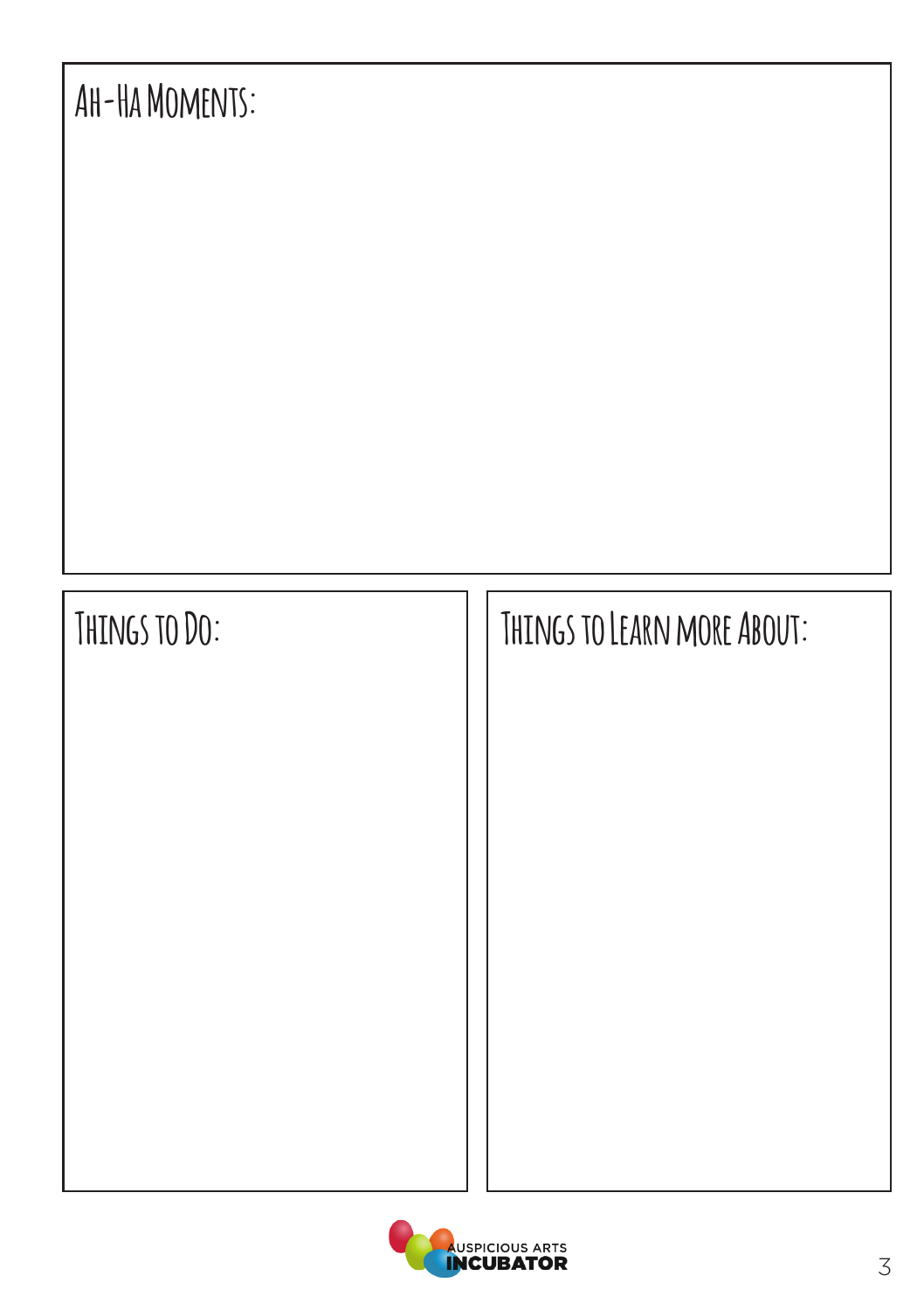## Ah-Ha Moments:

## Things to Do:

## Things to Learn more About:

Auspicious Arts Incubator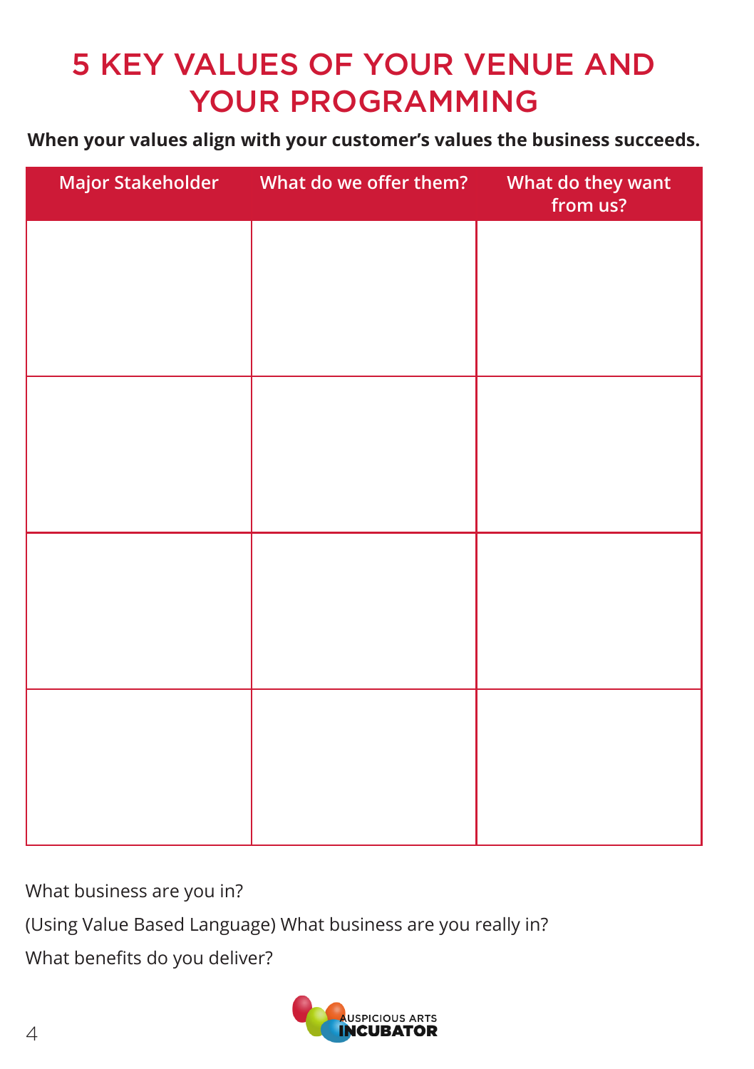# 5 KEY VALUES OF YOUR VENUE AND YOUR PROGRAMMING

**When your values align with your customer's values the business succeeds.**

| Major Stakeholder | What do we offer them? | What do they want from us? |
|---|---|---|
| | | |
| | | |
| | | |
| | | |

What business are you in?

(Using Value Based Language) What business are you really in?

What benefits do you deliver?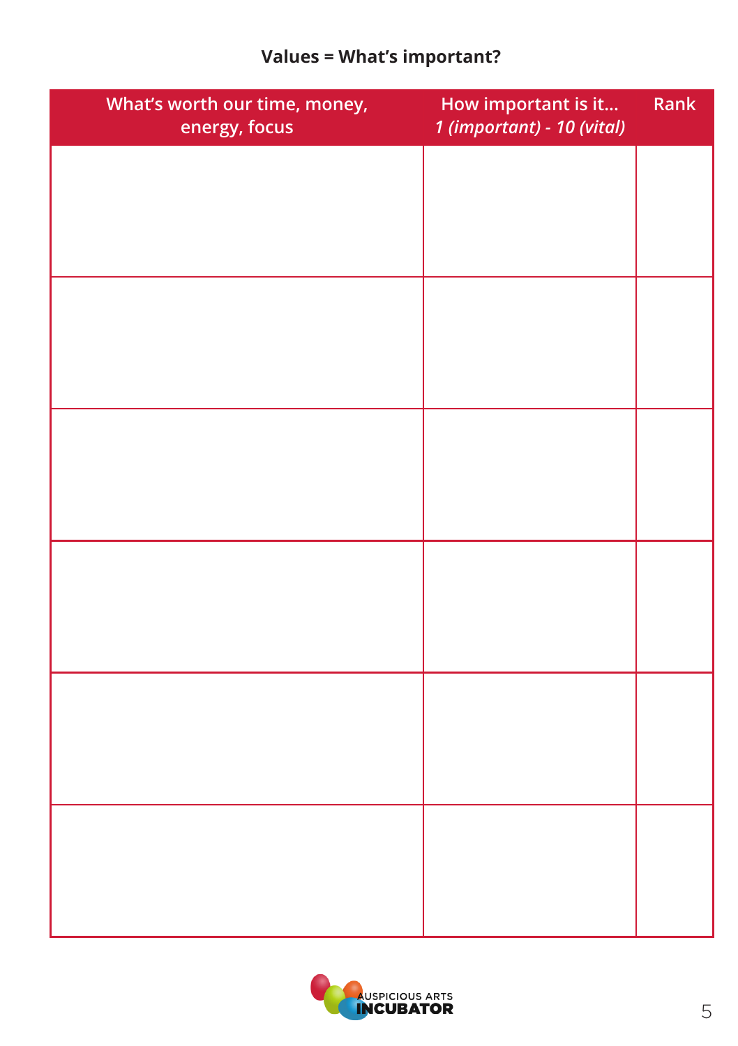## Values = What's important?

| What's worth our time, money, energy, focus | How important is it... *1 (important) - 10 (vital)* | Rank |
|---|---|---|
| | | |
| | | |
| | | |
| | | |
| | | |
| | | |

AUSPICIOUS ARTS INCUBATOR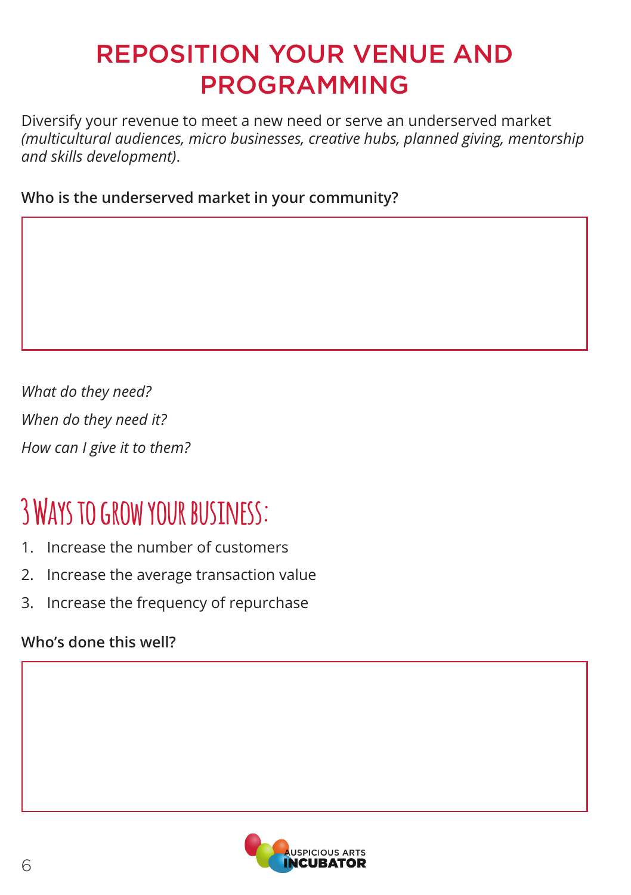# REPOSITION YOUR VENUE AND PROGRAMMING

Diversify your revenue to meet a new need or serve an underserved market *(multicultural audiences, micro businesses, creative hubs, planned giving, mentorship and skills development)*.

**Who is the underserved market in your community?**

*What do they need?*

*When do they need it?*

*How can I give it to them?*

## 3 Ways to grow your business:

1. Increase the number of customers
2. Increase the average transaction value
3. Increase the frequency of repurchase

**Who's done this well?**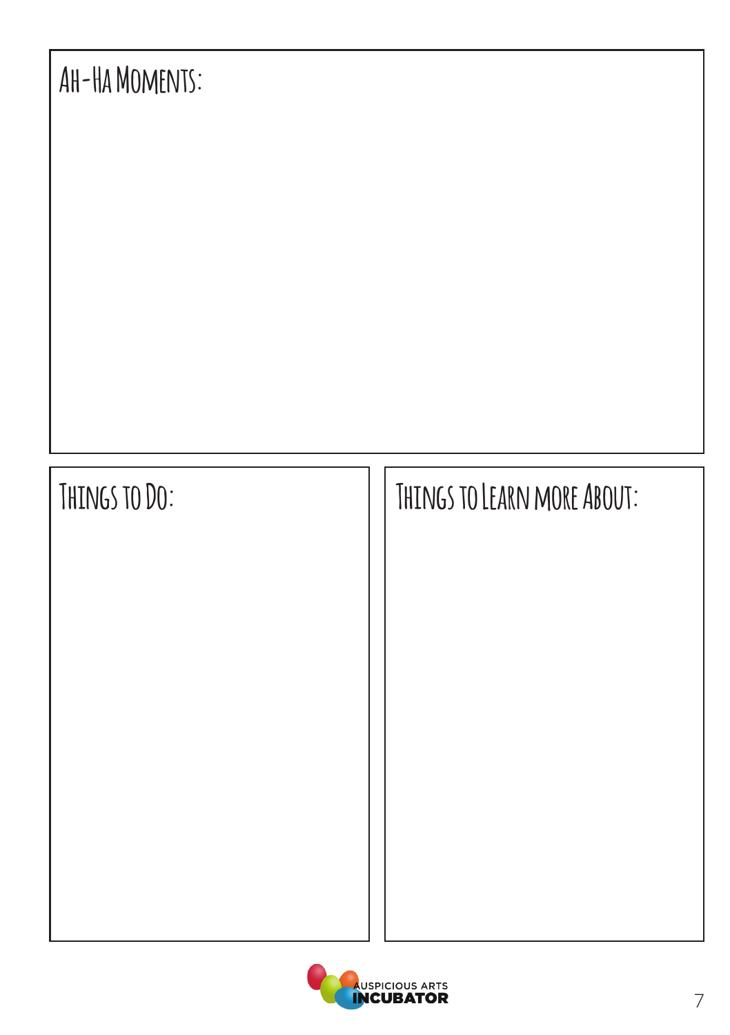## Ah-Ha Moments:

## Things to Do:

## Things to Learn more About: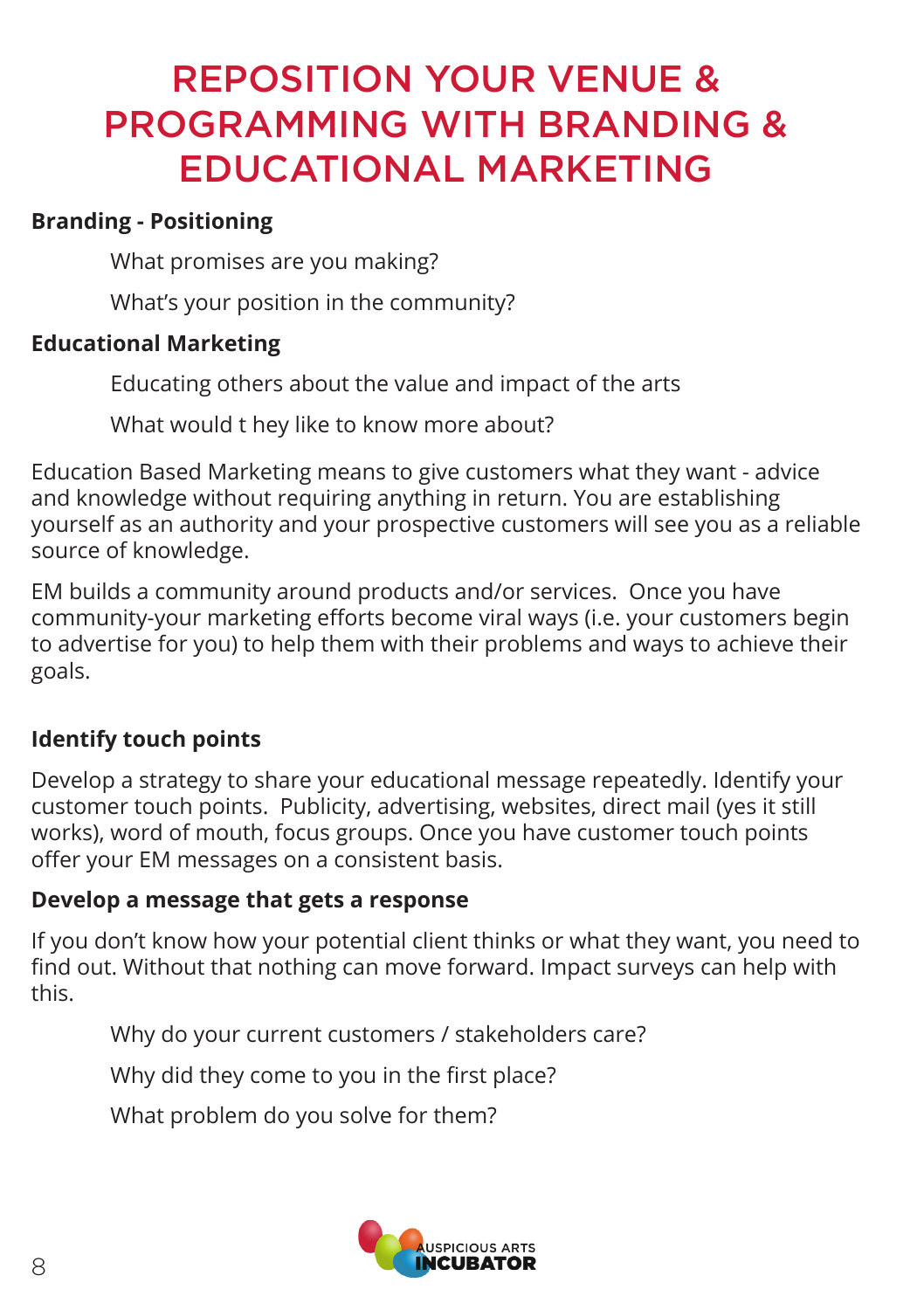# REPOSITION YOUR VENUE & PROGRAMMING WITH BRANDING & EDUCATIONAL MARKETING

**Branding - Positioning**

What promises are you making?

What's your position in the community?

**Educational Marketing**

Educating others about the value and impact of the arts

What would t hey like to know more about?

Education Based Marketing means to give customers what they want - advice and knowledge without requiring anything in return. You are establishing yourself as an authority and your prospective customers will see you as a reliable source of knowledge.

EM builds a community around products and/or services. Once you have community-your marketing efforts become viral ways (i.e. your customers begin to advertise for you) to help them with their problems and ways to achieve their goals.

**Identify touch points**

Develop a strategy to share your educational message repeatedly. Identify your customer touch points. Publicity, advertising, websites, direct mail (yes it still works), word of mouth, focus groups. Once you have customer touch points offer your EM messages on a consistent basis.

**Develop a message that gets a response**

If you don't know how your potential client thinks or what they want, you need to find out. Without that nothing can move forward. Impact surveys can help with this.

Why do your current customers / stakeholders care?

Why did they come to you in the first place?

What problem do you solve for them?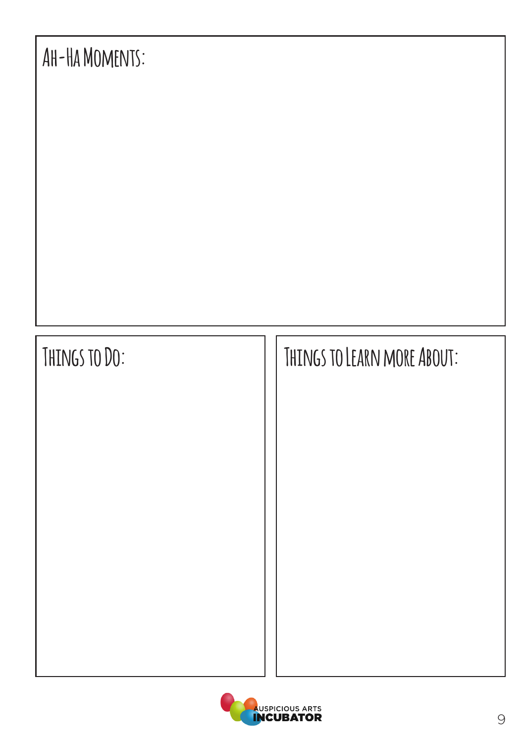## Ah-Ha Moments:

## Things to Do:

## Things to Learn more About: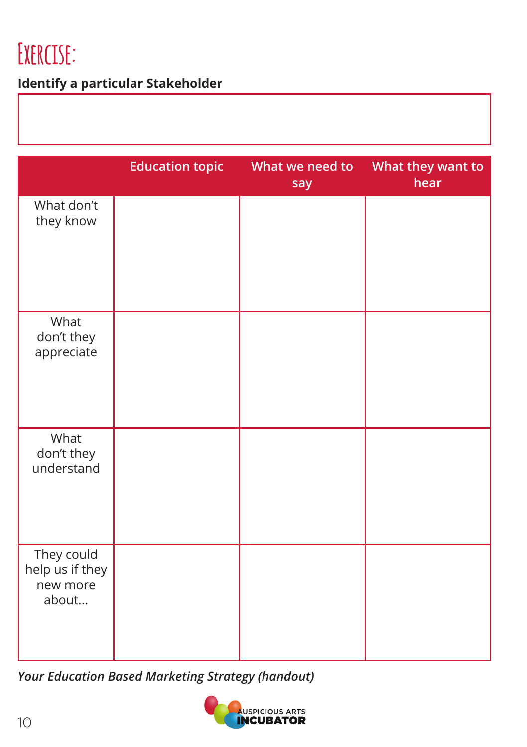# Exercise:

**Identify a particular Stakeholder**

| |
|---|
| |

| | Education topic | What we need to say | What they want to hear |
|---|---|---|---|
| What don't they know | | | |
| What don't they appreciate | | | |
| What don't they understand | | | |
| They could help us if they new more about... | | | |

*Your Education Based Marketing Strategy (handout)*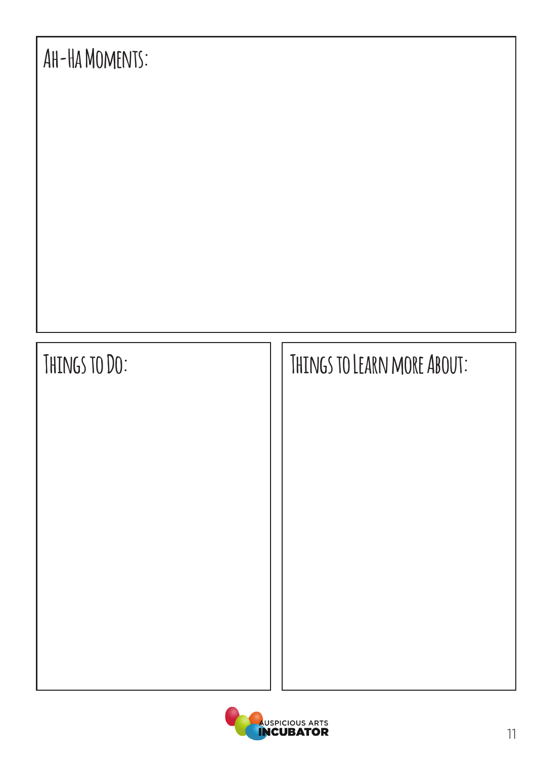## Ah-Ha Moments:

## Things to Do:

## Things to Learn more About: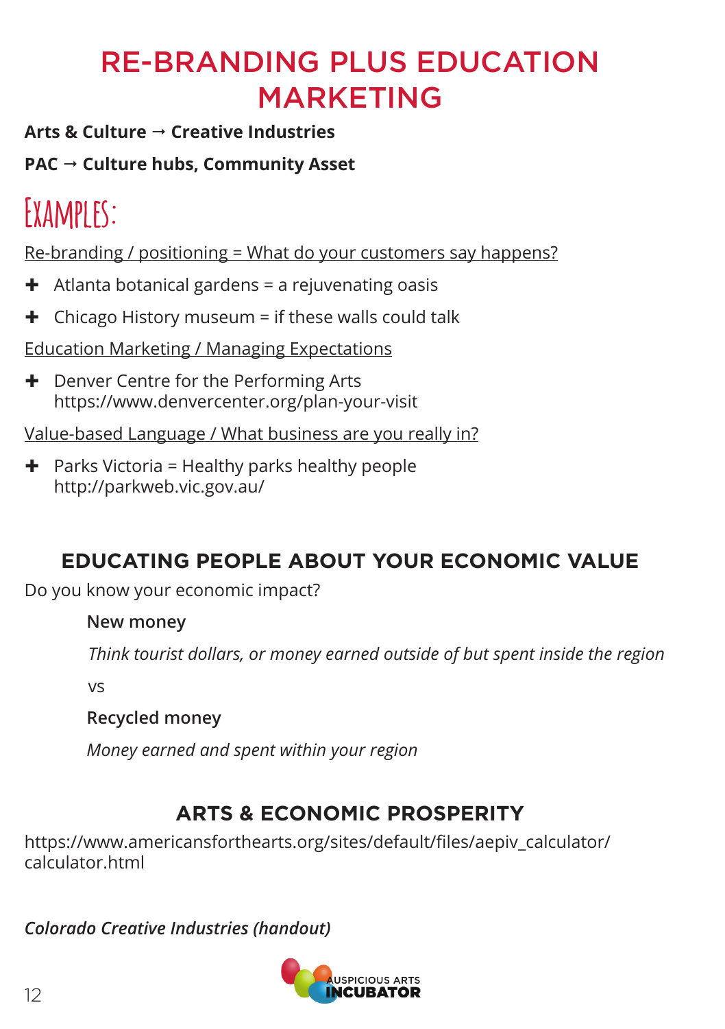# RE-BRANDING PLUS EDUCATION MARKETING

**Arts & Culture → Creative Industries**

**PAC → Culture hubs, Community Asset**

## Examples:

Re-branding / positioning = What do your customers say happens?

- Atlanta botanical gardens = a rejuvenating oasis
- Chicago History museum = if these walls could talk

Education Marketing / Managing Expectations

- Denver Centre for the Performing Arts
  https://www.denvercenter.org/plan-your-visit

Value-based Language / What business are you really in?

- Parks Victoria = Healthy parks healthy people
  http://parkweb.vic.gov.au/

## EDUCATING PEOPLE ABOUT YOUR ECONOMIC VALUE

Do you know your economic impact?

**New money**

*Think tourist dollars, or money earned outside of but spent inside the region*

vs

**Recycled money**

*Money earned and spent within your region*

## ARTS & ECONOMIC PROSPERITY

https://www.americansforthearts.org/sites/default/files/aepiv_calculator/calculator.html

***Colorado Creative Industries (handout)***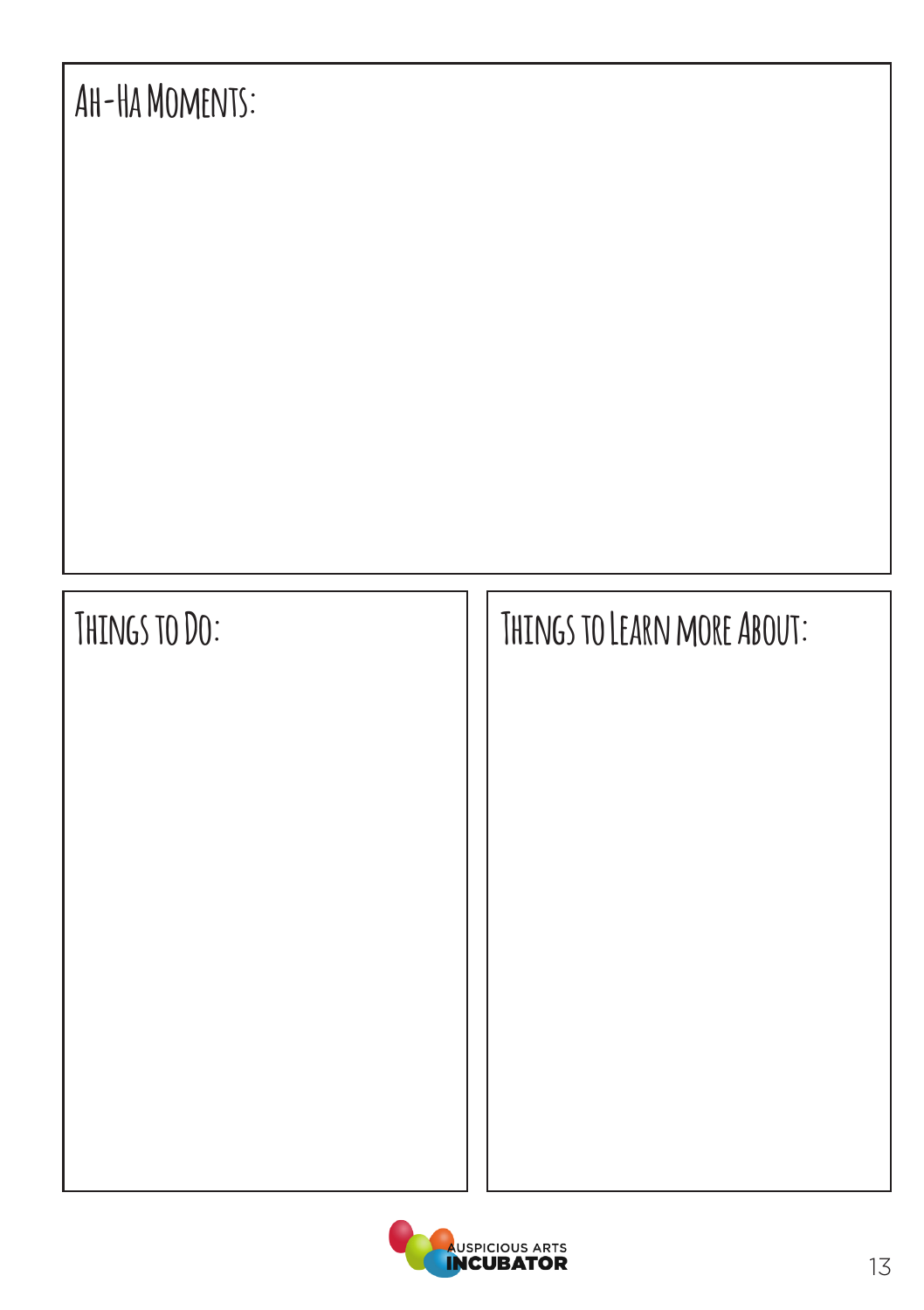## Ah-Ha Moments:

## Things to Do:

## Things to Learn more About: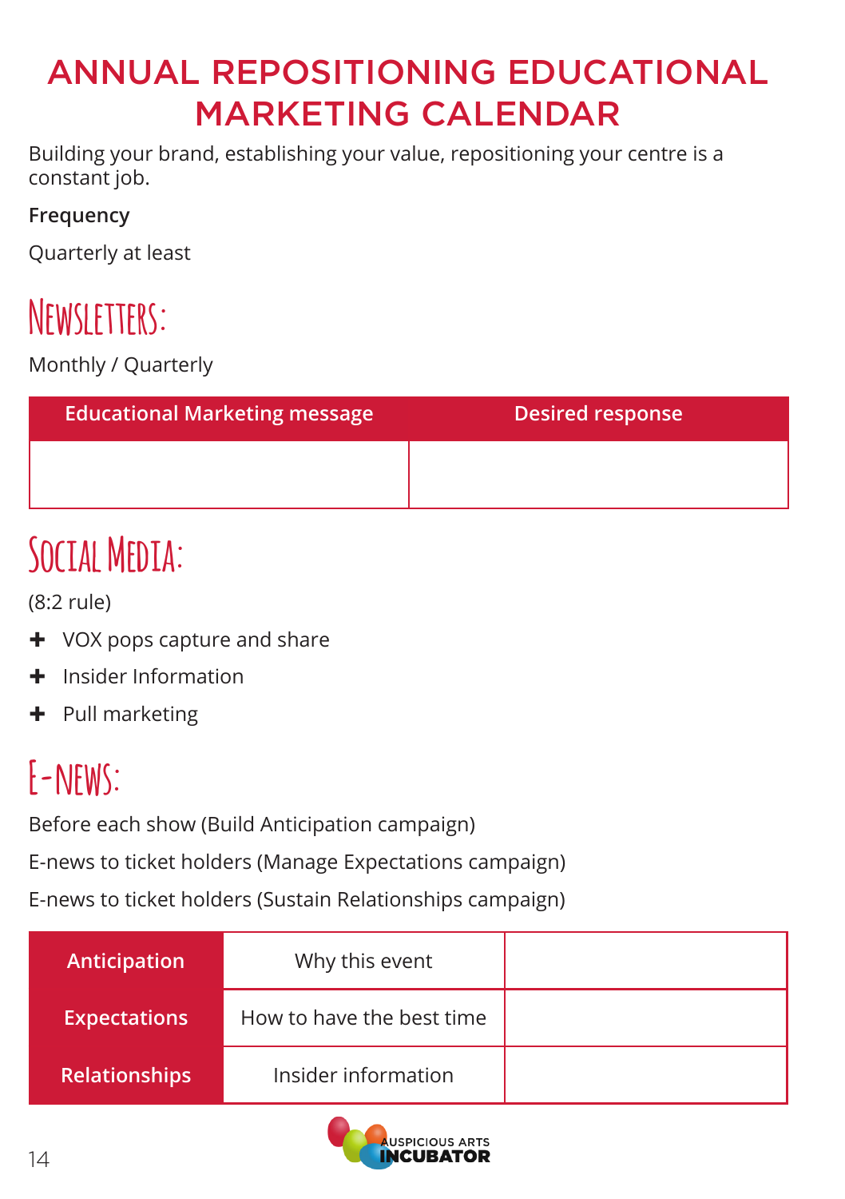# ANNUAL REPOSITIONING EDUCATIONAL MARKETING CALENDAR

Building your brand, establishing your value, repositioning your centre is a constant job.

**Frequency**

Quarterly at least

## Newsletters:

Monthly / Quarterly

| Educational Marketing message | Desired response |
|---|---|
| | |

## Social Media:

(8:2 rule)

- VOX pops capture and share
- Insider Information
- Pull marketing

## E-news:

Before each show (Build Anticipation campaign)

E-news to ticket holders (Manage Expectations campaign)

E-news to ticket holders (Sustain Relationships campaign)

| | | |
|---|---|---|
| **Anticipation** | Why this event | |
| **Expectations** | How to have the best time | |
| **Relationships** | Insider information | |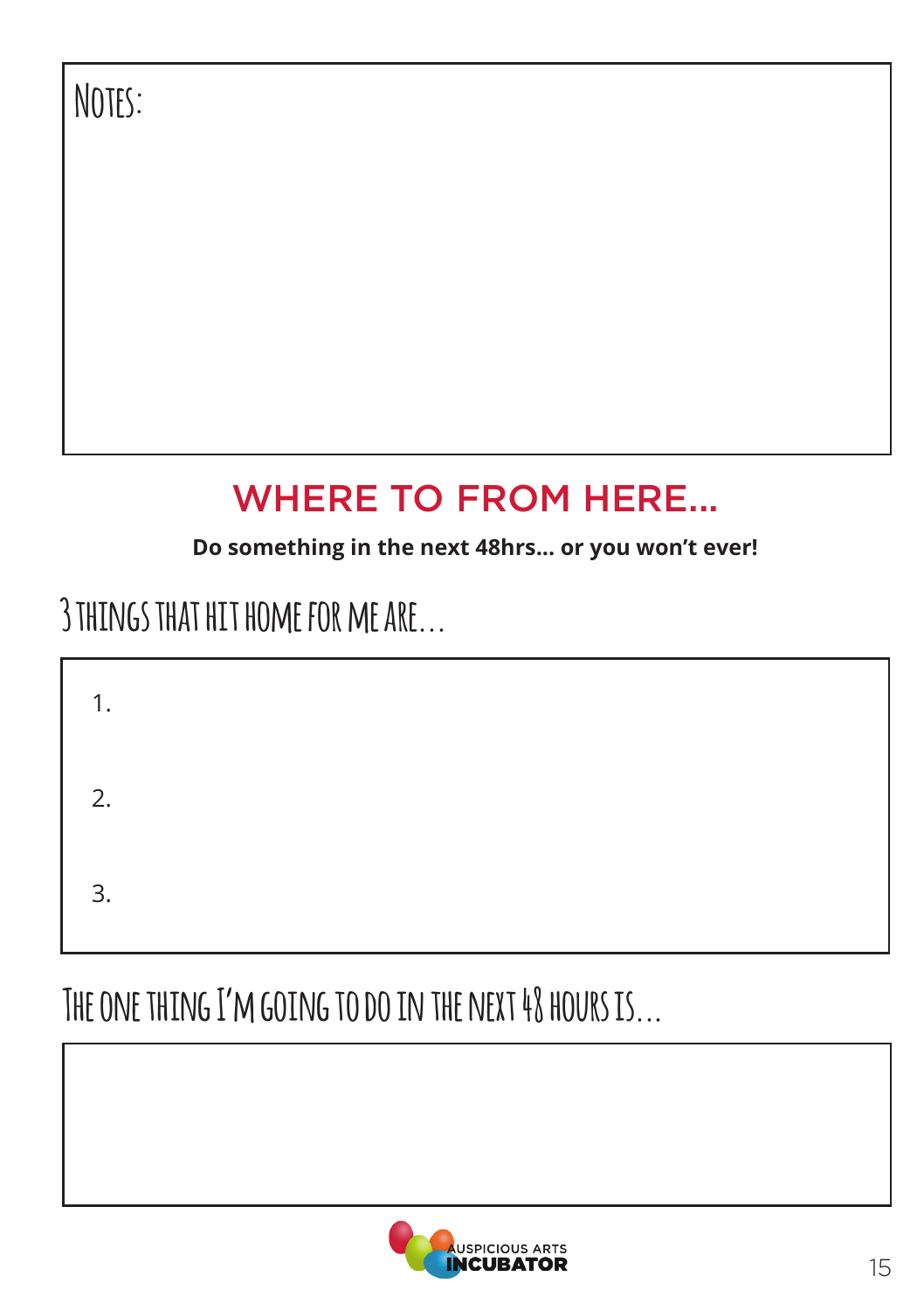Notes:

## WHERE TO FROM HERE...

**Do something in the next 48hrs... or you won't ever!**

### 3 THINGS THAT HIT HOME FOR ME ARE...

1.

2.

3.

### THE ONE THING I'M GOING TO DO IN THE NEXT 48 HOURS IS...

AUSPICIOUS ARTS INCUBATOR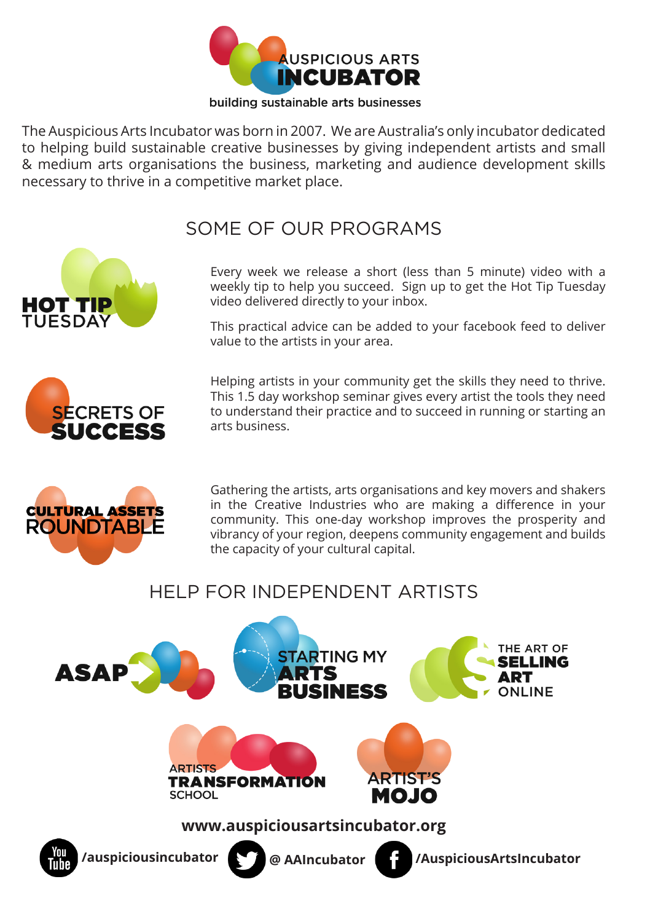# AUSPICIOUS ARTS INCUBATOR

building sustainable arts businesses

The Auspicious Arts Incubator was born in 2007. We are Australia's only incubator dedicated to helping build sustainable creative businesses by giving independent artists and small & medium arts organisations the business, marketing and audience development skills necessary to thrive in a competitive market place.

## SOME OF OUR PROGRAMS

### HOT TIP TUESDAY

Every week we release a short (less than 5 minute) video with a weekly tip to help you succeed. Sign up to get the Hot Tip Tuesday video delivered directly to your inbox.

This practical advice can be added to your facebook feed to deliver value to the artists in your area.

### SECRETS OF SUCCESS

Helping artists in your community get the skills they need to thrive. This 1.5 day workshop seminar gives every artist the tools they need to understand their practice and to succeed in running or starting an arts business.

### CULTURAL ASSETS ROUNDTABLE

Gathering the artists, arts organisations and key movers and shakers in the Creative Industries who are making a difference in your community. This one-day workshop improves the prosperity and vibrancy of your region, deepens community engagement and builds the capacity of your cultural capital.

## HELP FOR INDEPENDENT ARTISTS

ASAP

STARTING MY ARTS BUSINESS

THE ART OF SELLING ART ONLINE

ARTISTS TRANSFORMATION SCHOOL

ARTIST'S MOJO

**www.auspiciousartsincubator.org**

YouTube **/auspiciousincubator** Twitter **@ AAIncubator** Facebook **/AuspiciousArtsIncubator**